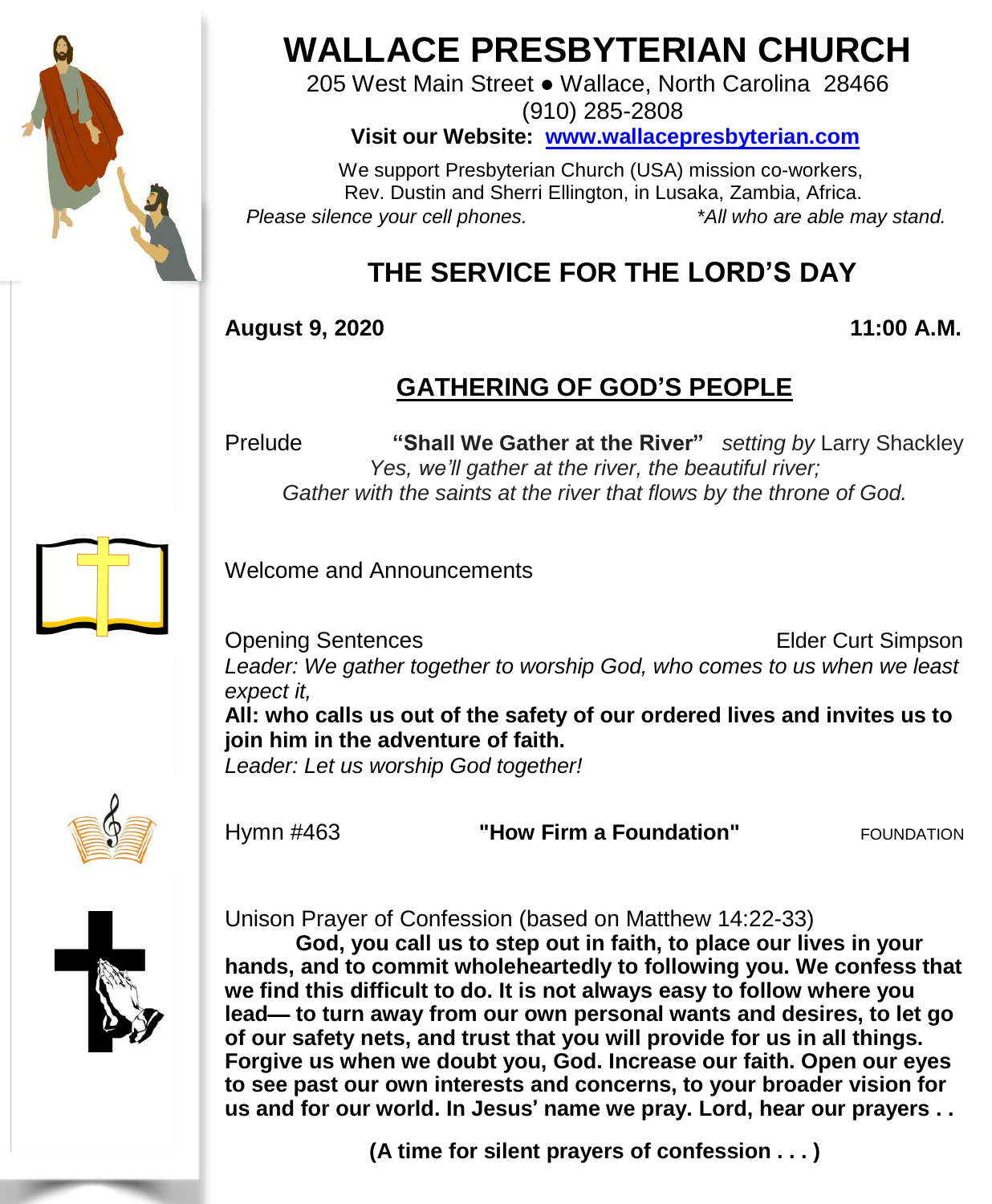# WALLACE PRESBYTERIAN CHURCH

205 West Main Street ● Wallace, North Carolina 28466
(910) 285-2808

**Visit our Website: [www.wallacepresbyterian.com](http://www.wallacepresbyterian.com)**

We support Presbyterian Church (USA) mission co-workers,
Rev. Dustin and Sherri Ellington, in Lusaka, Zambia, Africa.

*Please silence your cell phones.* *\*All who are able may stand.*

## THE SERVICE FOR THE LORD'S DAY

**August 9, 2020** **11:00 A.M.**

## GATHERING OF GOD'S PEOPLE

Prelude **"Shall We Gather at the River"** *setting by* Larry Shackley

*Yes, we'll gather at the river, the beautiful river;*
*Gather with the saints at the river that flows by the throne of God.*

Welcome and Announcements

Opening Sentences Elder Curt Simpson

*Leader: We gather together to worship God, who comes to us when we least expect it,*

**All: who calls us out of the safety of our ordered lives and invites us to join him in the adventure of faith.**

*Leader: Let us worship God together!*

Hymn #463 **"How Firm a Foundation"** FOUNDATION

Unison Prayer of Confession (based on Matthew 14:22-33)

**God, you call us to step out in faith, to place our lives in your hands, and to commit wholeheartedly to following you. We confess that we find this difficult to do. It is not always easy to follow where you lead— to turn away from our own personal wants and desires, to let go of our safety nets, and trust that you will provide for us in all things. Forgive us when we doubt you, God. Increase our faith. Open our eyes to see past our own interests and concerns, to your broader vision for us and for our world. In Jesus' name we pray. Lord, hear our prayers . .**

**(A time for silent prayers of confession . . . )**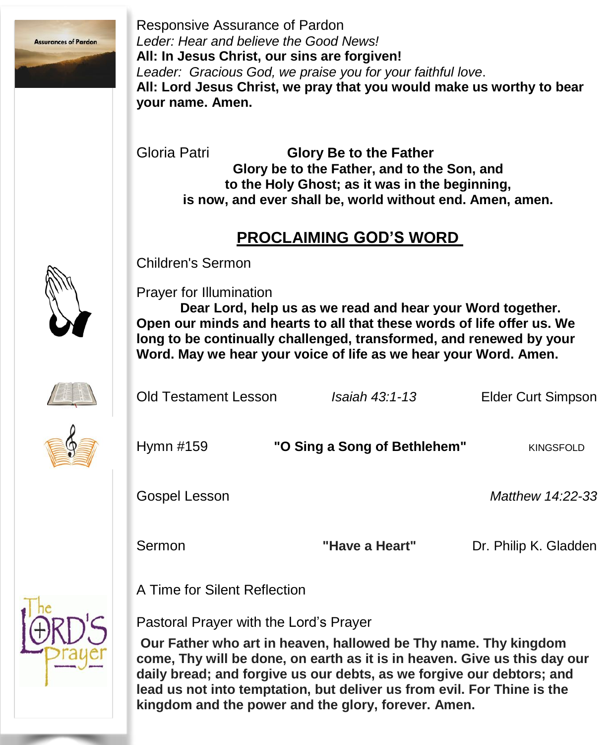Responsive Assurance of Pardon

*Leder: Hear and believe the Good News!*

**All: In Jesus Christ, our sins are forgiven!**

*Leader: Gracious God, we praise you for your faithful love*.

**All: Lord Jesus Christ, we pray that you would make us worthy to bear your name. Amen.**

Gloria Patri **Glory Be to the Father**

**Glory be to the Father, and to the Son, and to the Holy Ghost; as it was in the beginning, is now, and ever shall be, world without end. Amen, amen.**

## PROCLAIMING GOD'S WORD

Children's Sermon

Prayer for Illumination

**Dear Lord, help us as we read and hear your Word together. Open our minds and hearts to all that these words of life offer us. We long to be continually challenged, transformed, and renewed by your Word. May we hear your voice of life as we hear your Word. Amen.**

Old Testament Lesson *Isaiah 43:1-13* Elder Curt Simpson

Hymn #159 **"O Sing a Song of Bethlehem"** KINGSFOLD

Gospel Lesson *Matthew 14:22-33*

Sermon **"Have a Heart"** Dr. Philip K. Gladden

A Time for Silent Reflection

Pastoral Prayer with the Lord's Prayer

**Our Father who art in heaven, hallowed be Thy name. Thy kingdom come, Thy will be done, on earth as it is in heaven. Give us this day our daily bread; and forgive us our debts, as we forgive our debtors; and lead us not into temptation, but deliver us from evil. For Thine is the kingdom and the power and the glory, forever. Amen.**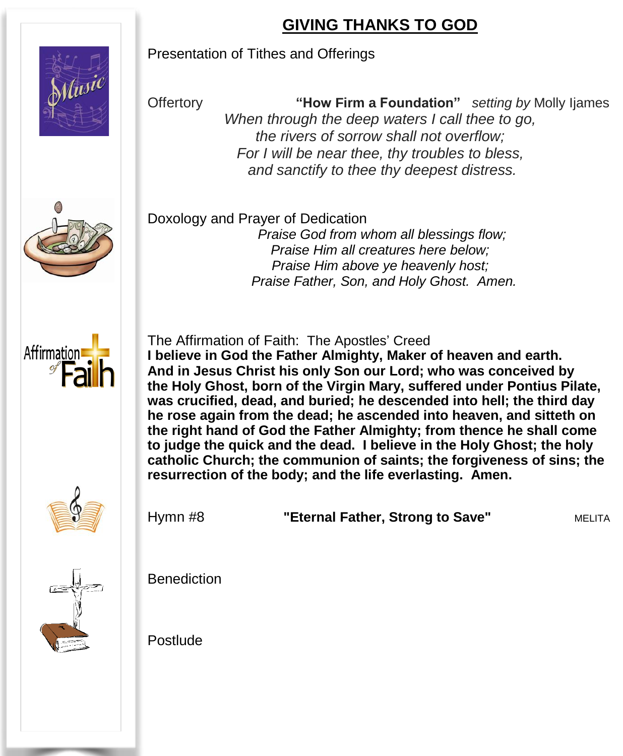# GIVING THANKS TO GOD

Presentation of Tithes and Offerings

Offertory **"How Firm a Foundation"** *setting by* Molly Ijames

*When through the deep waters I call thee to go,*
*the rivers of sorrow shall not overflow;*
*For I will be near thee, thy troubles to bless,*
*and sanctify to thee thy deepest distress.*

Doxology and Prayer of Dedication

*Praise God from whom all blessings flow;*
*Praise Him all creatures here below;*
*Praise Him above ye heavenly host;*
*Praise Father, Son, and Holy Ghost. Amen.*

The Affirmation of Faith: The Apostles' Creed

**I believe in God the Father Almighty, Maker of heaven and earth. And in Jesus Christ his only Son our Lord; who was conceived by the Holy Ghost, born of the Virgin Mary, suffered under Pontius Pilate, was crucified, dead, and buried; he descended into hell; the third day he rose again from the dead; he ascended into heaven, and sitteth on the right hand of God the Father Almighty; from thence he shall come to judge the quick and the dead. I believe in the Holy Ghost; the holy catholic Church; the communion of saints; the forgiveness of sins; the resurrection of the body; and the life everlasting. Amen.**

Hymn #8 **"Eternal Father, Strong to Save"** MELITA

Benediction

Postlude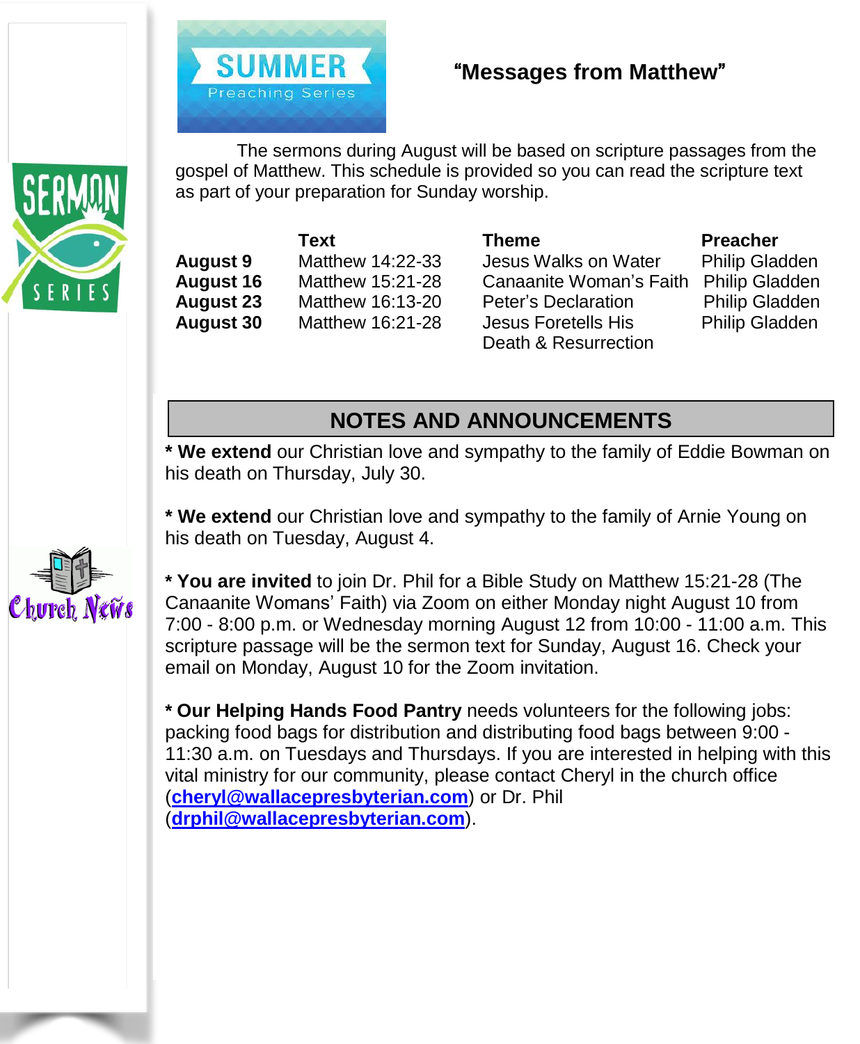# "Messages from Matthew"

The sermons during August will be based on scripture passages from the gospel of Matthew. This schedule is provided so you can read the scripture text as part of your preparation for Sunday worship.

| | Text | Theme | Preacher |
|---|---|---|---|
| **August 9** | Matthew 14:22-33 | Jesus Walks on Water | Philip Gladden |
| **August 16** | Matthew 15:21-28 | Canaanite Woman's Faith | Philip Gladden |
| **August 23** | Matthew 16:13-20 | Peter's Declaration | Philip Gladden |
| **August 30** | Matthew 16:21-28 | Jesus Foretells His Death & Resurrection | Philip Gladden |

## NOTES AND ANNOUNCEMENTS

* **We extend** our Christian love and sympathy to the family of Eddie Bowman on his death on Thursday, July 30.

* **We extend** our Christian love and sympathy to the family of Arnie Young on his death on Tuesday, August 4.

* **You are invited** to join Dr. Phil for a Bible Study on Matthew 15:21-28 (The Canaanite Womans' Faith) via Zoom on either Monday night August 10 from 7:00 - 8:00 p.m. or Wednesday morning August 12 from 10:00 - 11:00 a.m. This scripture passage will be the sermon text for Sunday, August 16. Check your email on Monday, August 10 for the Zoom invitation.

* **Our Helping Hands Food Pantry** needs volunteers for the following jobs: packing food bags for distribution and distributing food bags between 9:00 - 11:30 a.m. on Tuesdays and Thursdays. If you are interested in helping with this vital ministry for our community, please contact Cheryl in the church office (**cheryl@wallacepresbyterian.com**) or Dr. Phil (**drphil@wallacepresbyterian.com**).